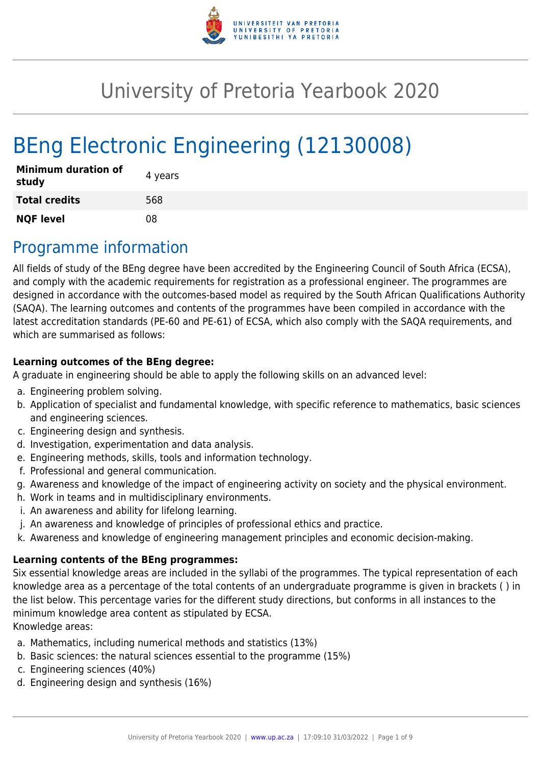# University of Pretoria Yearbook 2020

# BEng Electronic Engineering (12130008)

| | |
|---|---|
| **Minimum duration of study** | 4 years |
| **Total credits** | 568 |
| **NQF level** | 08 |

## Programme information

All fields of study of the BEng degree have been accredited by the Engineering Council of South Africa (ECSA), and comply with the academic requirements for registration as a professional engineer. The programmes are designed in accordance with the outcomes-based model as required by the South African Qualifications Authority (SAQA). The learning outcomes and contents of the programmes have been compiled in accordance with the latest accreditation standards (PE-60 and PE-61) of ECSA, which also comply with the SAQA requirements, and which are summarised as follows:

**Learning outcomes of the BEng degree:**
A graduate in engineering should be able to apply the following skills on an advanced level:

a. Engineering problem solving.
b. Application of specialist and fundamental knowledge, with specific reference to mathematics, basic sciences and engineering sciences.
c. Engineering design and synthesis.
d. Investigation, experimentation and data analysis.
e. Engineering methods, skills, tools and information technology.
f. Professional and general communication.
g. Awareness and knowledge of the impact of engineering activity on society and the physical environment.
h. Work in teams and in multidisciplinary environments.
i. An awareness and ability for lifelong learning.
j. An awareness and knowledge of principles of professional ethics and practice.
k. Awareness and knowledge of engineering management principles and economic decision-making.

**Learning contents of the BEng programmes:**
Six essential knowledge areas are included in the syllabi of the programmes. The typical representation of each knowledge area as a percentage of the total contents of an undergraduate programme is given in brackets ( ) in the list below. This percentage varies for the different study directions, but conforms in all instances to the minimum knowledge area content as stipulated by ECSA.
Knowledge areas:

a. Mathematics, including numerical methods and statistics (13%)
b. Basic sciences: the natural sciences essential to the programme (15%)
c. Engineering sciences (40%)
d. Engineering design and synthesis (16%)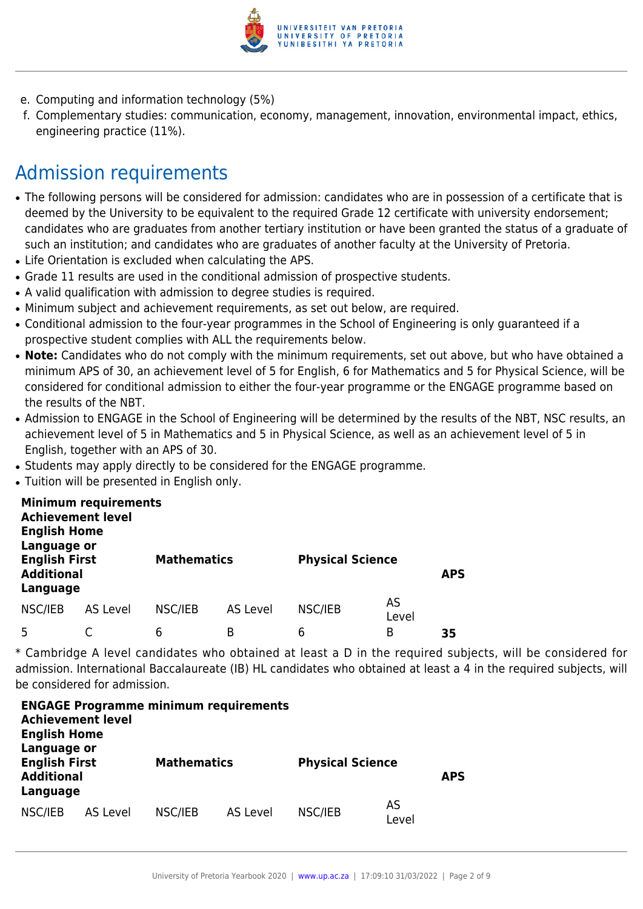e. Computing and information technology (5%)
f. Complementary studies: communication, economy, management, innovation, environmental impact, ethics, engineering practice (11%).

## Admission requirements

- The following persons will be considered for admission: candidates who are in possession of a certificate that is deemed by the University to be equivalent to the required Grade 12 certificate with university endorsement; candidates who are graduates from another tertiary institution or have been granted the status of a graduate of such an institution; and candidates who are graduates of another faculty at the University of Pretoria.
- Life Orientation is excluded when calculating the APS.
- Grade 11 results are used in the conditional admission of prospective students.
- A valid qualification with admission to degree studies is required.
- Minimum subject and achievement requirements, as set out below, are required.
- Conditional admission to the four-year programmes in the School of Engineering is only guaranteed if a prospective student complies with ALL the requirements below.
- **Note:** Candidates who do not comply with the minimum requirements, set out above, but who have obtained a minimum APS of 30, an achievement level of 5 for English, 6 for Mathematics and 5 for Physical Science, will be considered for conditional admission to either the four-year programme or the ENGAGE programme based on the results of the NBT.
- Admission to ENGAGE in the School of Engineering will be determined by the results of the NBT, NSC results, an achievement level of 5 in Mathematics and 5 in Physical Science, as well as an achievement level of 5 in English, together with an APS of 30.
- Students may apply directly to be considered for the ENGAGE programme.
- Tuition will be presented in English only.

**Minimum requirements**

| **Achievement level** | | | | | | |
|---|---|---|---|---|---|---|
| **English Home Language or English First Additional Language** | | **Mathematics** | | **Physical Science** | | **APS** |
| NSC/IEB | AS Level | NSC/IEB | AS Level | NSC/IEB | AS Level | |
| 5 | C | 6 | B | 6 | B | **35** |

* Cambridge A level candidates who obtained at least a D in the required subjects, will be considered for admission. International Baccalaureate (IB) HL candidates who obtained at least a 4 in the required subjects, will be considered for admission.

**ENGAGE Programme minimum requirements**

| **Achievement level** | | | | | | |
|---|---|---|---|---|---|---|
| **English Home Language or English First Additional Language** | | **Mathematics** | | **Physical Science** | | **APS** |
| NSC/IEB | AS Level | NSC/IEB | AS Level | NSC/IEB | AS Level | |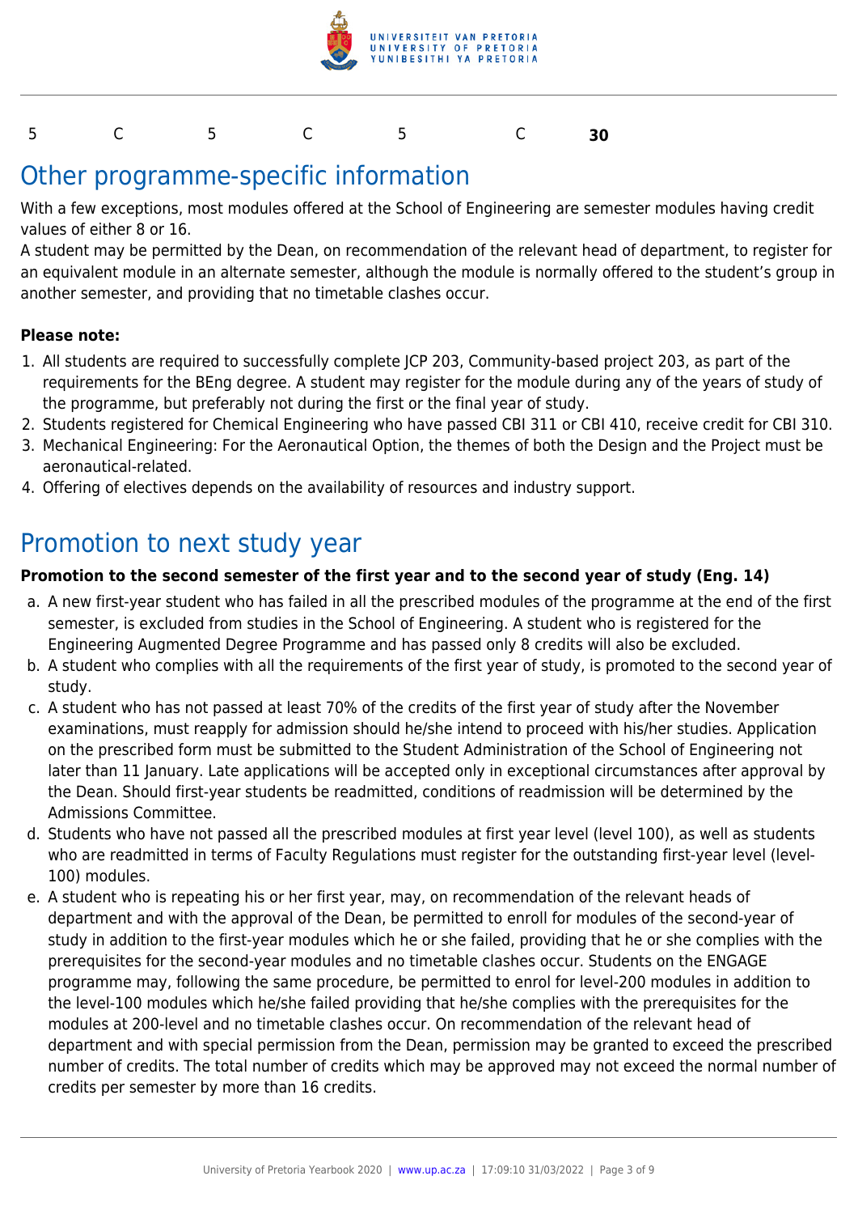| 5 | C | 5 | C | 5 | C | **30** |
|---|---|---|---|---|---|---|

## Other programme-specific information

With a few exceptions, most modules offered at the School of Engineering are semester modules having credit values of either 8 or 16.

A student may be permitted by the Dean, on recommendation of the relevant head of department, to register for an equivalent module in an alternate semester, although the module is normally offered to the student's group in another semester, and providing that no timetable clashes occur.

**Please note:**

1. All students are required to successfully complete JCP 203, Community-based project 203, as part of the requirements for the BEng degree. A student may register for the module during any of the years of study of the programme, but preferably not during the first or the final year of study.
2. Students registered for Chemical Engineering who have passed CBI 311 or CBI 410, receive credit for CBI 310.
3. Mechanical Engineering: For the Aeronautical Option, the themes of both the Design and the Project must be aeronautical-related.
4. Offering of electives depends on the availability of resources and industry support.

## Promotion to next study year

**Promotion to the second semester of the first year and to the second year of study (Eng. 14)**

a. A new first-year student who has failed in all the prescribed modules of the programme at the end of the first semester, is excluded from studies in the School of Engineering. A student who is registered for the Engineering Augmented Degree Programme and has passed only 8 credits will also be excluded.
b. A student who complies with all the requirements of the first year of study, is promoted to the second year of study.
c. A student who has not passed at least 70% of the credits of the first year of study after the November examinations, must reapply for admission should he/she intend to proceed with his/her studies. Application on the prescribed form must be submitted to the Student Administration of the School of Engineering not later than 11 January. Late applications will be accepted only in exceptional circumstances after approval by the Dean. Should first-year students be readmitted, conditions of readmission will be determined by the Admissions Committee.
d. Students who have not passed all the prescribed modules at first year level (level 100), as well as students who are readmitted in terms of Faculty Regulations must register for the outstanding first-year level (level-100) modules.
e. A student who is repeating his or her first year, may, on recommendation of the relevant heads of department and with the approval of the Dean, be permitted to enroll for modules of the second-year of study in addition to the first-year modules which he or she failed, providing that he or she complies with the prerequisites for the second-year modules and no timetable clashes occur. Students on the ENGAGE programme may, following the same procedure, be permitted to enrol for level-200 modules in addition to the level-100 modules which he/she failed providing that he/she complies with the prerequisites for the modules at 200-level and no timetable clashes occur. On recommendation of the relevant head of department and with special permission from the Dean, permission may be granted to exceed the prescribed number of credits. The total number of credits which may be approved may not exceed the normal number of credits per semester by more than 16 credits.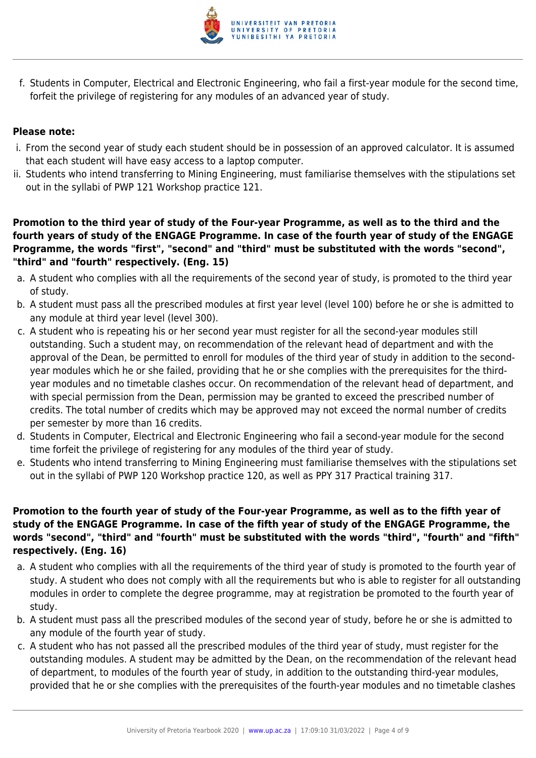f. Students in Computer, Electrical and Electronic Engineering, who fail a first-year module for the second time, forfeit the privilege of registering for any modules of an advanced year of study.

**Please note:**

i. From the second year of study each student should be in possession of an approved calculator. It is assumed that each student will have easy access to a laptop computer.
ii. Students who intend transferring to Mining Engineering, must familiarise themselves with the stipulations set out in the syllabi of PWP 121 Workshop practice 121.

**Promotion to the third year of study of the Four-year Programme, as well as to the third and the fourth years of study of the ENGAGE Programme. In case of the fourth year of study of the ENGAGE Programme, the words "first", "second" and "third" must be substituted with the words "second", "third" and "fourth" respectively. (Eng. 15)**

a. A student who complies with all the requirements of the second year of study, is promoted to the third year of study.
b. A student must pass all the prescribed modules at first year level (level 100) before he or she is admitted to any module at third year level (level 300).
c. A student who is repeating his or her second year must register for all the second-year modules still outstanding. Such a student may, on recommendation of the relevant head of department and with the approval of the Dean, be permitted to enroll for modules of the third year of study in addition to the second-year modules which he or she failed, providing that he or she complies with the prerequisites for the third-year modules and no timetable clashes occur. On recommendation of the relevant head of department, and with special permission from the Dean, permission may be granted to exceed the prescribed number of credits. The total number of credits which may be approved may not exceed the normal number of credits per semester by more than 16 credits.
d. Students in Computer, Electrical and Electronic Engineering who fail a second-year module for the second time forfeit the privilege of registering for any modules of the third year of study.
e. Students who intend transferring to Mining Engineering must familiarise themselves with the stipulations set out in the syllabi of PWP 120 Workshop practice 120, as well as PPY 317 Practical training 317.

**Promotion to the fourth year of study of the Four-year Programme, as well as to the fifth year of study of the ENGAGE Programme. In case of the fifth year of study of the ENGAGE Programme, the words "second", "third" and "fourth" must be substituted with the words "third", "fourth" and "fifth" respectively. (Eng. 16)**

a. A student who complies with all the requirements of the third year of study is promoted to the fourth year of study. A student who does not comply with all the requirements but who is able to register for all outstanding modules in order to complete the degree programme, may at registration be promoted to the fourth year of study.
b. A student must pass all the prescribed modules of the second year of study, before he or she is admitted to any module of the fourth year of study.
c. A student who has not passed all the prescribed modules of the third year of study, must register for the outstanding modules. A student may be admitted by the Dean, on the recommendation of the relevant head of department, to modules of the fourth year of study, in addition to the outstanding third-year modules, provided that he or she complies with the prerequisites of the fourth-year modules and no timetable clashes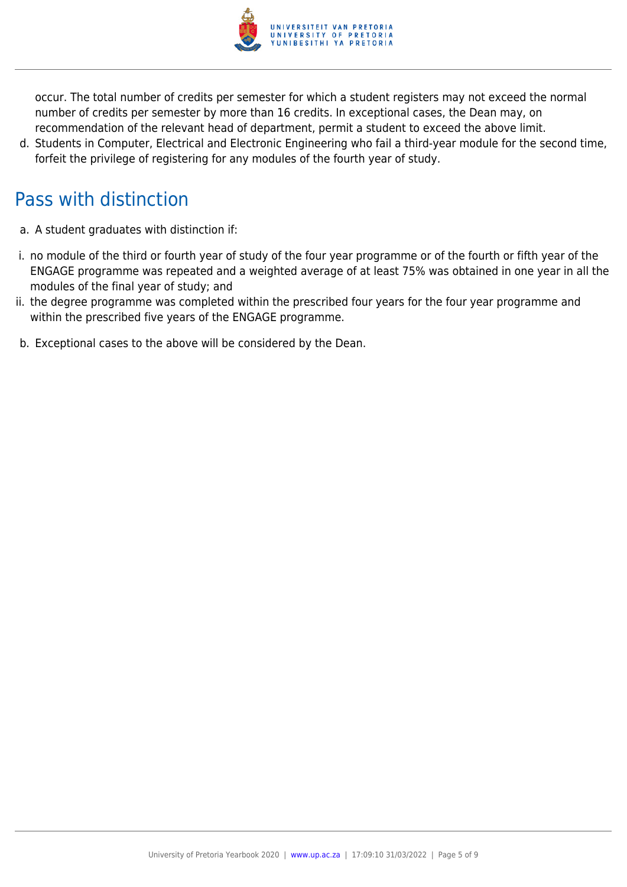occur. The total number of credits per semester for which a student registers may not exceed the normal number of credits per semester by more than 16 credits. In exceptional cases, the Dean may, on recommendation of the relevant head of department, permit a student to exceed the above limit.

d. Students in Computer, Electrical and Electronic Engineering who fail a third-year module for the second time, forfeit the privilege of registering for any modules of the fourth year of study.

## Pass with distinction

a. A student graduates with distinction if:

i. no module of the third or fourth year of study of the four year programme or of the fourth or fifth year of the ENGAGE programme was repeated and a weighted average of at least 75% was obtained in one year in all the modules of the final year of study; and

ii. the degree programme was completed within the prescribed four years for the four year programme and within the prescribed five years of the ENGAGE programme.

b. Exceptional cases to the above will be considered by the Dean.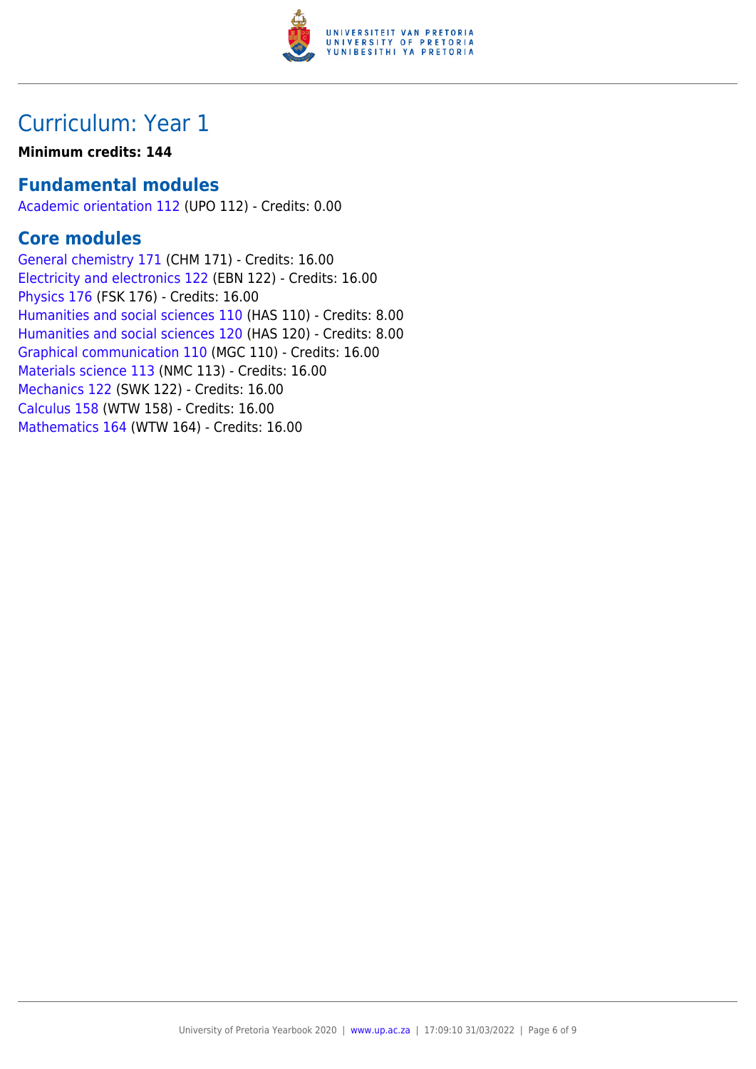# Curriculum: Year 1

**Minimum credits: 144**

## Fundamental modules

Academic orientation 112 (UPO 112) - Credits: 0.00

## Core modules

General chemistry 171 (CHM 171) - Credits: 16.00
Electricity and electronics 122 (EBN 122) - Credits: 16.00
Physics 176 (FSK 176) - Credits: 16.00
Humanities and social sciences 110 (HAS 110) - Credits: 8.00
Humanities and social sciences 120 (HAS 120) - Credits: 8.00
Graphical communication 110 (MGC 110) - Credits: 16.00
Materials science 113 (NMC 113) - Credits: 16.00
Mechanics 122 (SWK 122) - Credits: 16.00
Calculus 158 (WTW 158) - Credits: 16.00
Mathematics 164 (WTW 164) - Credits: 16.00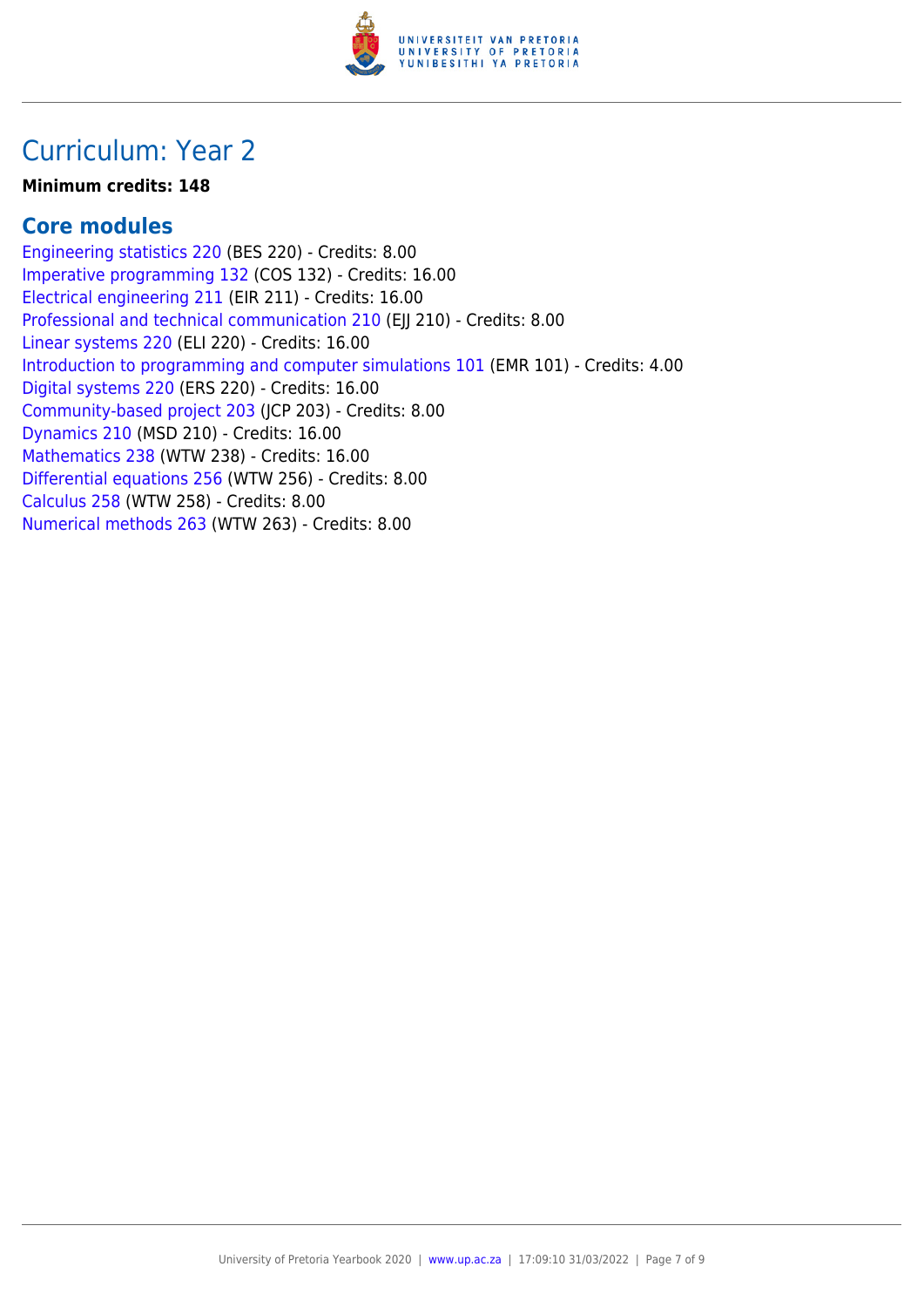# Curriculum: Year 2

**Minimum credits: 148**

## Core modules

Engineering statistics 220 (BES 220) - Credits: 8.00
Imperative programming 132 (COS 132) - Credits: 16.00
Electrical engineering 211 (EIR 211) - Credits: 16.00
Professional and technical communication 210 (EJJ 210) - Credits: 8.00
Linear systems 220 (ELI 220) - Credits: 16.00
Introduction to programming and computer simulations 101 (EMR 101) - Credits: 4.00
Digital systems 220 (ERS 220) - Credits: 16.00
Community-based project 203 (JCP 203) - Credits: 8.00
Dynamics 210 (MSD 210) - Credits: 16.00
Mathematics 238 (WTW 238) - Credits: 16.00
Differential equations 256 (WTW 256) - Credits: 8.00
Calculus 258 (WTW 258) - Credits: 8.00
Numerical methods 263 (WTW 263) - Credits: 8.00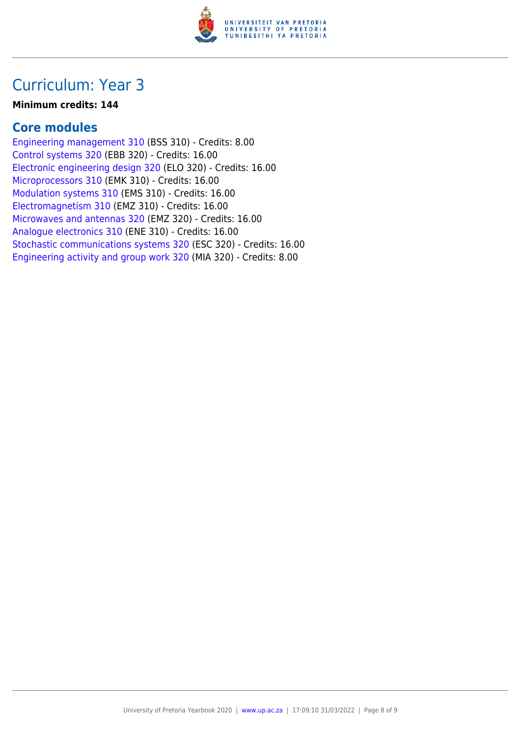# Curriculum: Year 3

**Minimum credits: 144**

## Core modules

Engineering management 310 (BSS 310) - Credits: 8.00
Control systems 320 (EBB 320) - Credits: 16.00
Electronic engineering design 320 (ELO 320) - Credits: 16.00
Microprocessors 310 (EMK 310) - Credits: 16.00
Modulation systems 310 (EMS 310) - Credits: 16.00
Electromagnetism 310 (EMZ 310) - Credits: 16.00
Microwaves and antennas 320 (EMZ 320) - Credits: 16.00
Analogue electronics 310 (ENE 310) - Credits: 16.00
Stochastic communications systems 320 (ESC 320) - Credits: 16.00
Engineering activity and group work 320 (MIA 320) - Credits: 8.00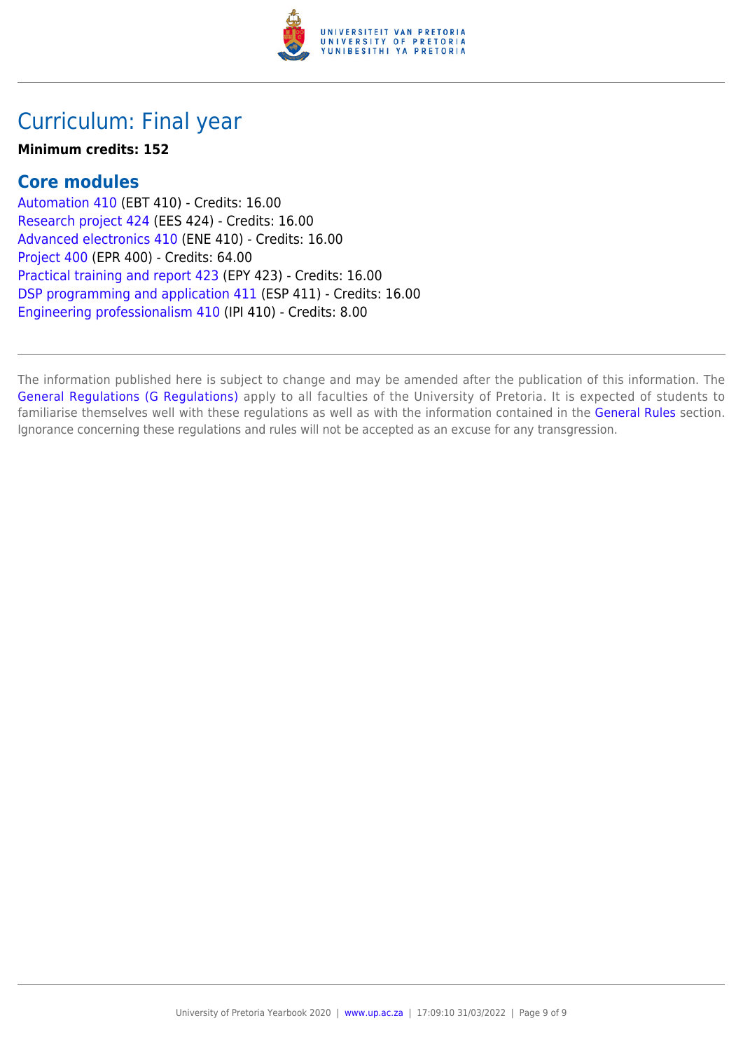# Curriculum: Final year

**Minimum credits: 152**

## Core modules

Automation 410 (EBT 410) - Credits: 16.00
Research project 424 (EES 424) - Credits: 16.00
Advanced electronics 410 (ENE 410) - Credits: 16.00
Project 400 (EPR 400) - Credits: 64.00
Practical training and report 423 (EPY 423) - Credits: 16.00
DSP programming and application 411 (ESP 411) - Credits: 16.00
Engineering professionalism 410 (IPI 410) - Credits: 8.00

The information published here is subject to change and may be amended after the publication of this information. The General Regulations (G Regulations) apply to all faculties of the University of Pretoria. It is expected of students to familiarise themselves well with these regulations as well as with the information contained in the General Rules section. Ignorance concerning these regulations and rules will not be accepted as an excuse for any transgression.